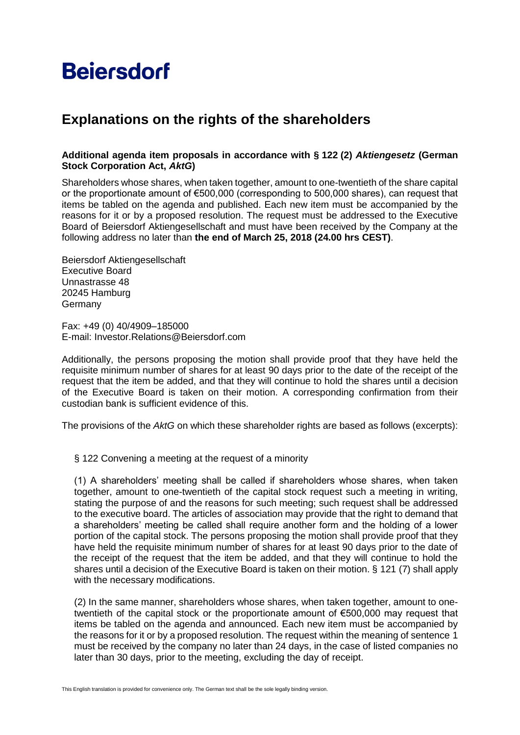# Beiersdorf

## Explanations on the rights of the shareholders

**Additional agenda item proposals in accordance with § 122 (2) *Aktiengesetz* (German Stock Corporation Act, *AktG*)**

Shareholders whose shares, when taken together, amount to one-twentieth of the share capital or the proportionate amount of €500,000 (corresponding to 500,000 shares), can request that items be tabled on the agenda and published. Each new item must be accompanied by the reasons for it or by a proposed resolution. The request must be addressed to the Executive Board of Beiersdorf Aktiengesellschaft and must have been received by the Company at the following address no later than **the end of March 25, 2018 (24.00 hrs CEST)**.

Beiersdorf Aktiengesellschaft
Executive Board
Unnastrasse 48
20245 Hamburg
Germany

Fax: +49 (0) 40/4909–185000
E-mail: Investor.Relations@Beiersdorf.com

Additionally, the persons proposing the motion shall provide proof that they have held the requisite minimum number of shares for at least 90 days prior to the date of the receipt of the request that the item be added, and that they will continue to hold the shares until a decision of the Executive Board is taken on their motion. A corresponding confirmation from their custodian bank is sufficient evidence of this.

The provisions of the *AktG* on which these shareholder rights are based as follows (excerpts):

§ 122 Convening a meeting at the request of a minority

(1) A shareholders' meeting shall be called if shareholders whose shares, when taken together, amount to one-twentieth of the capital stock request such a meeting in writing, stating the purpose of and the reasons for such meeting; such request shall be addressed to the executive board. The articles of association may provide that the right to demand that a shareholders' meeting be called shall require another form and the holding of a lower portion of the capital stock. The persons proposing the motion shall provide proof that they have held the requisite minimum number of shares for at least 90 days prior to the date of the receipt of the request that the item be added, and that they will continue to hold the shares until a decision of the Executive Board is taken on their motion. § 121 (7) shall apply with the necessary modifications.

(2) In the same manner, shareholders whose shares, when taken together, amount to one-twentieth of the capital stock or the proportionate amount of €500,000 may request that items be tabled on the agenda and announced. Each new item must be accompanied by the reasons for it or by a proposed resolution. The request within the meaning of sentence 1 must be received by the company no later than 24 days, in the case of listed companies no later than 30 days, prior to the meeting, excluding the day of receipt.

This English translation is provided for convenience only. The German text shall be the sole legally binding version.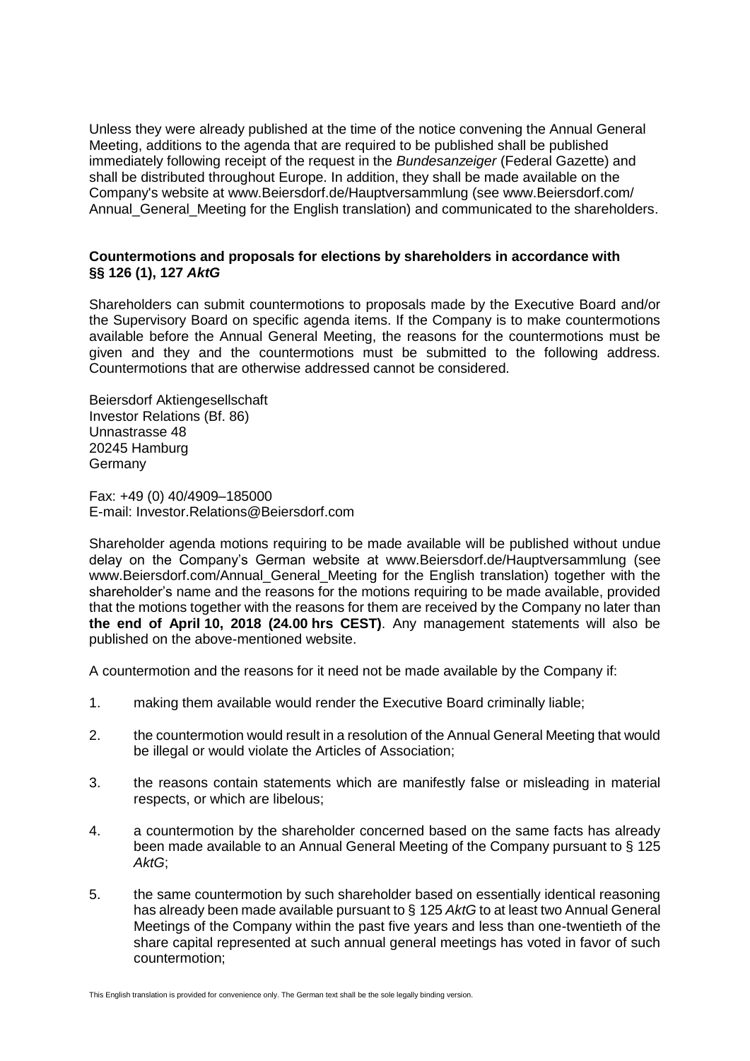Unless they were already published at the time of the notice convening the Annual General Meeting, additions to the agenda that are required to be published shall be published immediately following receipt of the request in the *Bundesanzeiger* (Federal Gazette) and shall be distributed throughout Europe. In addition, they shall be made available on the Company's website at www.Beiersdorf.de/Hauptversammlung (see www.Beiersdorf.com/Annual_General_Meeting for the English translation) and communicated to the shareholders.

**Countermotions and proposals for elections by shareholders in accordance with §§ 126 (1), 127 *AktG***

Shareholders can submit countermotions to proposals made by the Executive Board and/or the Supervisory Board on specific agenda items. If the Company is to make countermotions available before the Annual General Meeting, the reasons for the countermotions must be given and they and the countermotions must be submitted to the following address. Countermotions that are otherwise addressed cannot be considered.

Beiersdorf Aktiengesellschaft
Investor Relations (Bf. 86)
Unnastrasse 48
20245 Hamburg
Germany

Fax: +49 (0) 40/4909–185000
E-mail: Investor.Relations@Beiersdorf.com

Shareholder agenda motions requiring to be made available will be published without undue delay on the Company's German website at www.Beiersdorf.de/Hauptversammlung (see www.Beiersdorf.com/Annual_General_Meeting for the English translation) together with the shareholder's name and the reasons for the motions requiring to be made available, provided that the motions together with the reasons for them are received by the Company no later than **the end of April 10, 2018 (24.00 hrs CEST)**. Any management statements will also be published on the above-mentioned website.

A countermotion and the reasons for it need not be made available by the Company if:

1. making them available would render the Executive Board criminally liable;
2. the countermotion would result in a resolution of the Annual General Meeting that would be illegal or would violate the Articles of Association;
3. the reasons contain statements which are manifestly false or misleading in material respects, or which are libelous;
4. a countermotion by the shareholder concerned based on the same facts has already been made available to an Annual General Meeting of the Company pursuant to § 125 *AktG*;
5. the same countermotion by such shareholder based on essentially identical reasoning has already been made available pursuant to § 125 *AktG* to at least two Annual General Meetings of the Company within the past five years and less than one-twentieth of the share capital represented at such annual general meetings has voted in favor of such countermotion;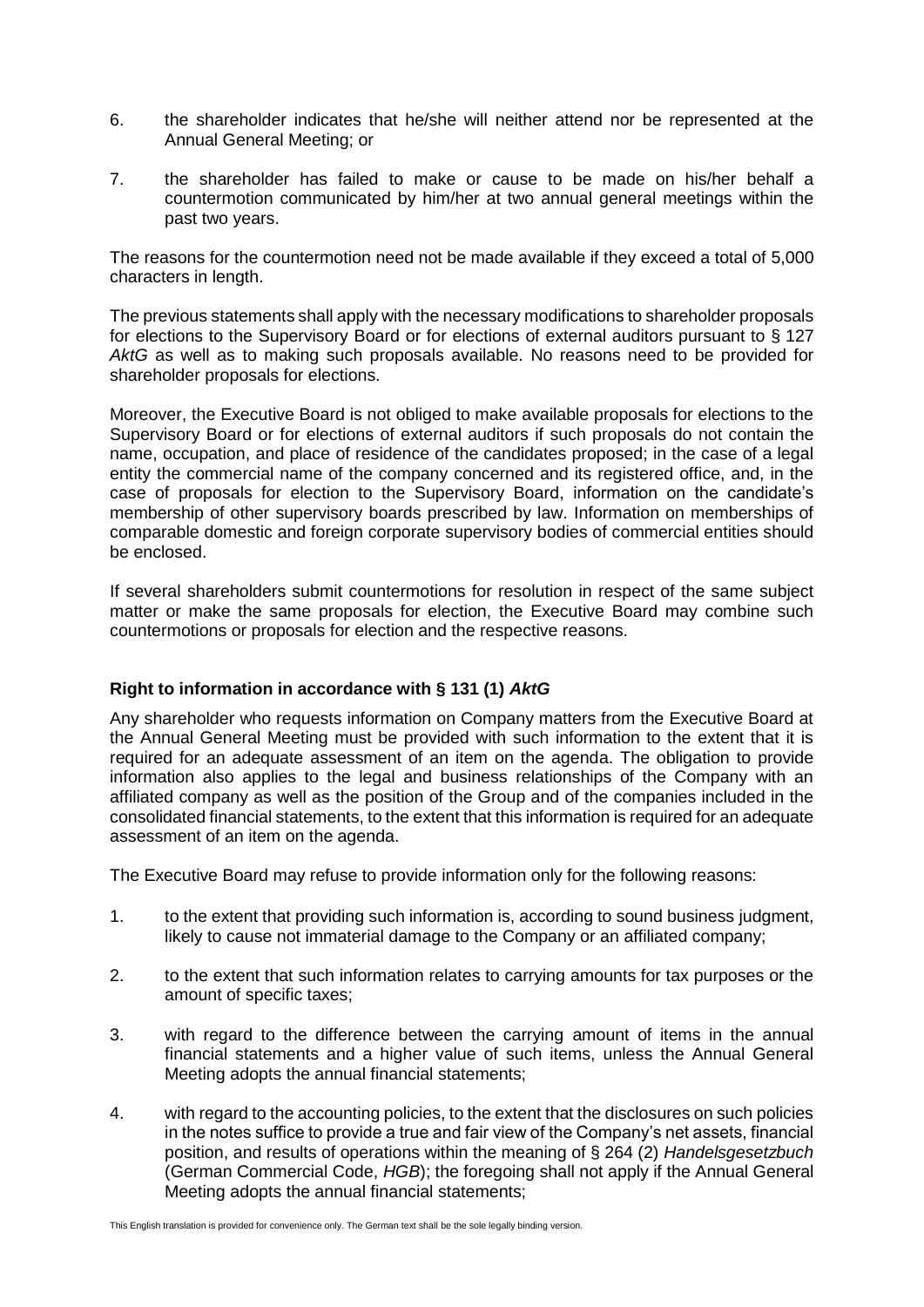6. the shareholder indicates that he/she will neither attend nor be represented at the Annual General Meeting; or

7. the shareholder has failed to make or cause to be made on his/her behalf a countermotion communicated by him/her at two annual general meetings within the past two years.

The reasons for the countermotion need not be made available if they exceed a total of 5,000 characters in length.

The previous statements shall apply with the necessary modifications to shareholder proposals for elections to the Supervisory Board or for elections of external auditors pursuant to § 127 *AktG* as well as to making such proposals available. No reasons need to be provided for shareholder proposals for elections.

Moreover, the Executive Board is not obliged to make available proposals for elections to the Supervisory Board or for elections of external auditors if such proposals do not contain the name, occupation, and place of residence of the candidates proposed; in the case of a legal entity the commercial name of the company concerned and its registered office, and, in the case of proposals for election to the Supervisory Board, information on the candidate's membership of other supervisory boards prescribed by law. Information on memberships of comparable domestic and foreign corporate supervisory bodies of commercial entities should be enclosed.

If several shareholders submit countermotions for resolution in respect of the same subject matter or make the same proposals for election, the Executive Board may combine such countermotions or proposals for election and the respective reasons.

**Right to information in accordance with § 131 (1) *AktG***

Any shareholder who requests information on Company matters from the Executive Board at the Annual General Meeting must be provided with such information to the extent that it is required for an adequate assessment of an item on the agenda. The obligation to provide information also applies to the legal and business relationships of the Company with an affiliated company as well as the position of the Group and of the companies included in the consolidated financial statements, to the extent that this information is required for an adequate assessment of an item on the agenda.

The Executive Board may refuse to provide information only for the following reasons:

1. to the extent that providing such information is, according to sound business judgment, likely to cause not immaterial damage to the Company or an affiliated company;

2. to the extent that such information relates to carrying amounts for tax purposes or the amount of specific taxes;

3. with regard to the difference between the carrying amount of items in the annual financial statements and a higher value of such items, unless the Annual General Meeting adopts the annual financial statements;

4. with regard to the accounting policies, to the extent that the disclosures on such policies in the notes suffice to provide a true and fair view of the Company's net assets, financial position, and results of operations within the meaning of § 264 (2) *Handelsgesetzbuch* (German Commercial Code, *HGB*); the foregoing shall not apply if the Annual General Meeting adopts the annual financial statements;

This English translation is provided for convenience only. The German text shall be the sole legally binding version.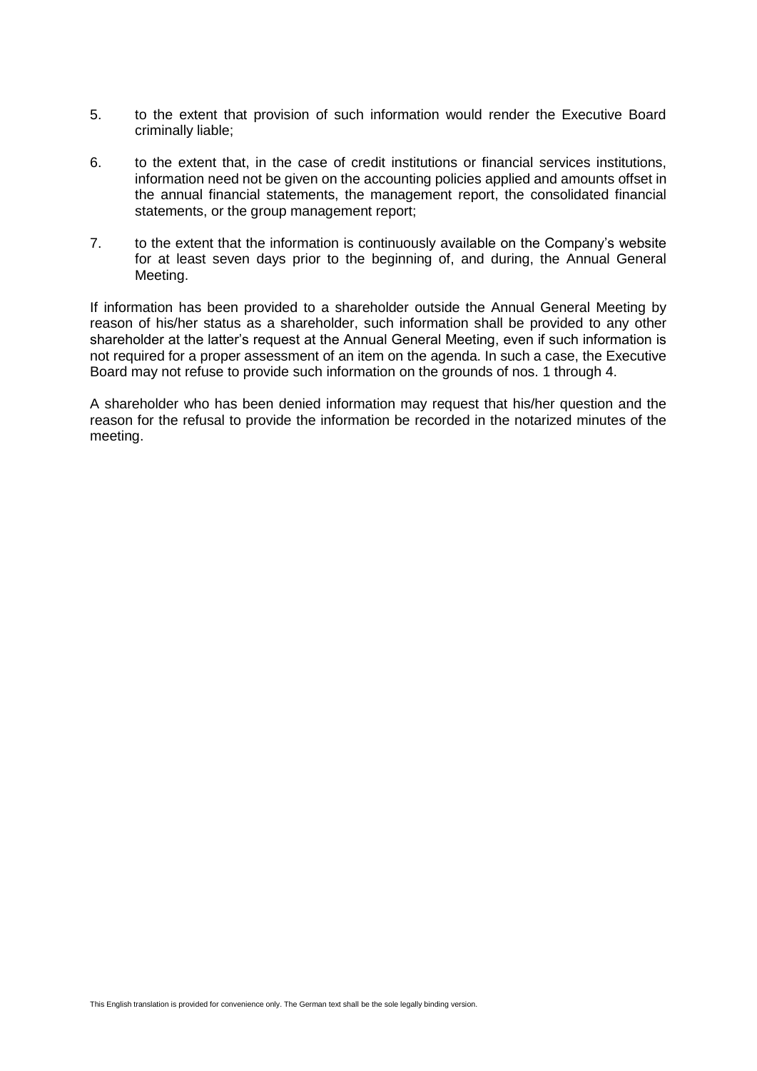5. to the extent that provision of such information would render the Executive Board criminally liable;

6. to the extent that, in the case of credit institutions or financial services institutions, information need not be given on the accounting policies applied and amounts offset in the annual financial statements, the management report, the consolidated financial statements, or the group management report;

7. to the extent that the information is continuously available on the Company's website for at least seven days prior to the beginning of, and during, the Annual General Meeting.

If information has been provided to a shareholder outside the Annual General Meeting by reason of his/her status as a shareholder, such information shall be provided to any other shareholder at the latter's request at the Annual General Meeting, even if such information is not required for a proper assessment of an item on the agenda. In such a case, the Executive Board may not refuse to provide such information on the grounds of nos. 1 through 4.

A shareholder who has been denied information may request that his/her question and the reason for the refusal to provide the information be recorded in the notarized minutes of the meeting.

This English translation is provided for convenience only. The German text shall be the sole legally binding version.